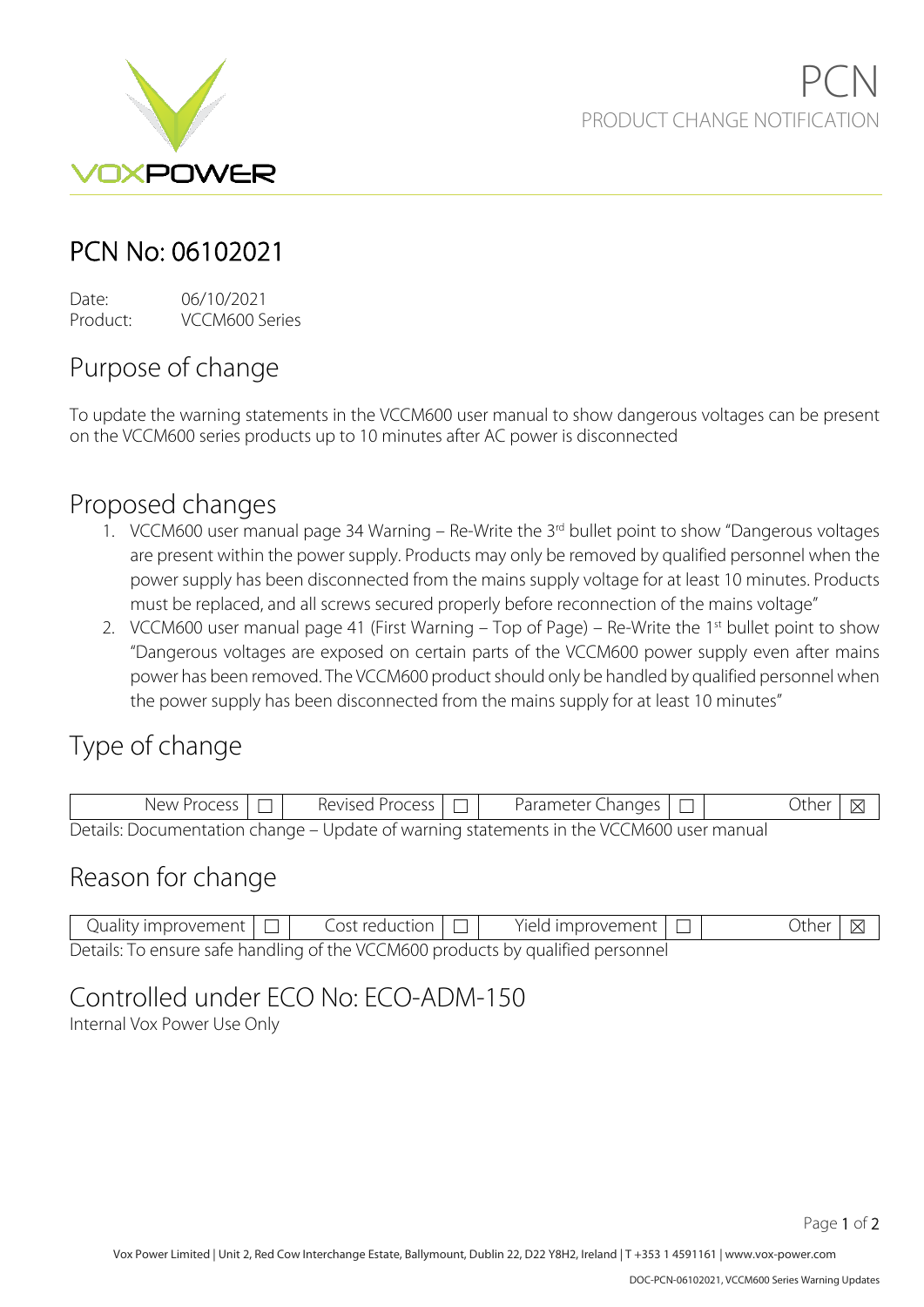VOXPOWER

# PCN
PRODUCT CHANGE NOTIFICATION

## PCN No: 06102021

Date: 06/10/2021
Product: VCCM600 Series

## Purpose of change

To update the warning statements in the VCCM600 user manual to show dangerous voltages can be present on the VCCM600 series products up to 10 minutes after AC power is disconnected

## Proposed changes

1. VCCM600 user manual page 34 Warning – Re-Write the 3rd bullet point to show "Dangerous voltages are present within the power supply. Products may only be removed by qualified personnel when the power supply has been disconnected from the mains supply voltage for at least 10 minutes. Products must be replaced, and all screws secured properly before reconnection of the mains voltage"
2. VCCM600 user manual page 41 (First Warning – Top of Page) – Re-Write the 1st bullet point to show "Dangerous voltages are exposed on certain parts of the VCCM600 power supply even after mains power has been removed. The VCCM600 product should only be handled by qualified personnel when the power supply has been disconnected from the mains supply for at least 10 minutes"

## Type of change

| New Process | ☐ | Revised Process | ☐ | Parameter Changes | ☐ | Other | ☒ |
|---|---|---|---|---|---|---|---|

Details: Documentation change – Update of warning statements in the VCCM600 user manual

## Reason for change

| Quality improvement | ☐ | Cost reduction | ☐ | Yield improvement | ☐ | Other | ☒ |
|---|---|---|---|---|---|---|---|

Details: To ensure safe handling of the VCCM600 products by qualified personnel

## Controlled under ECO No: ECO-ADM-150

Internal Vox Power Use Only

Vox Power Limited | Unit 2, Red Cow Interchange Estate, Ballymount, Dublin 22, D22 Y8H2, Ireland | T +353 1 4591161 | www.vox-power.com

DOC-PCN-06102021, VCCM600 Series Warning Updates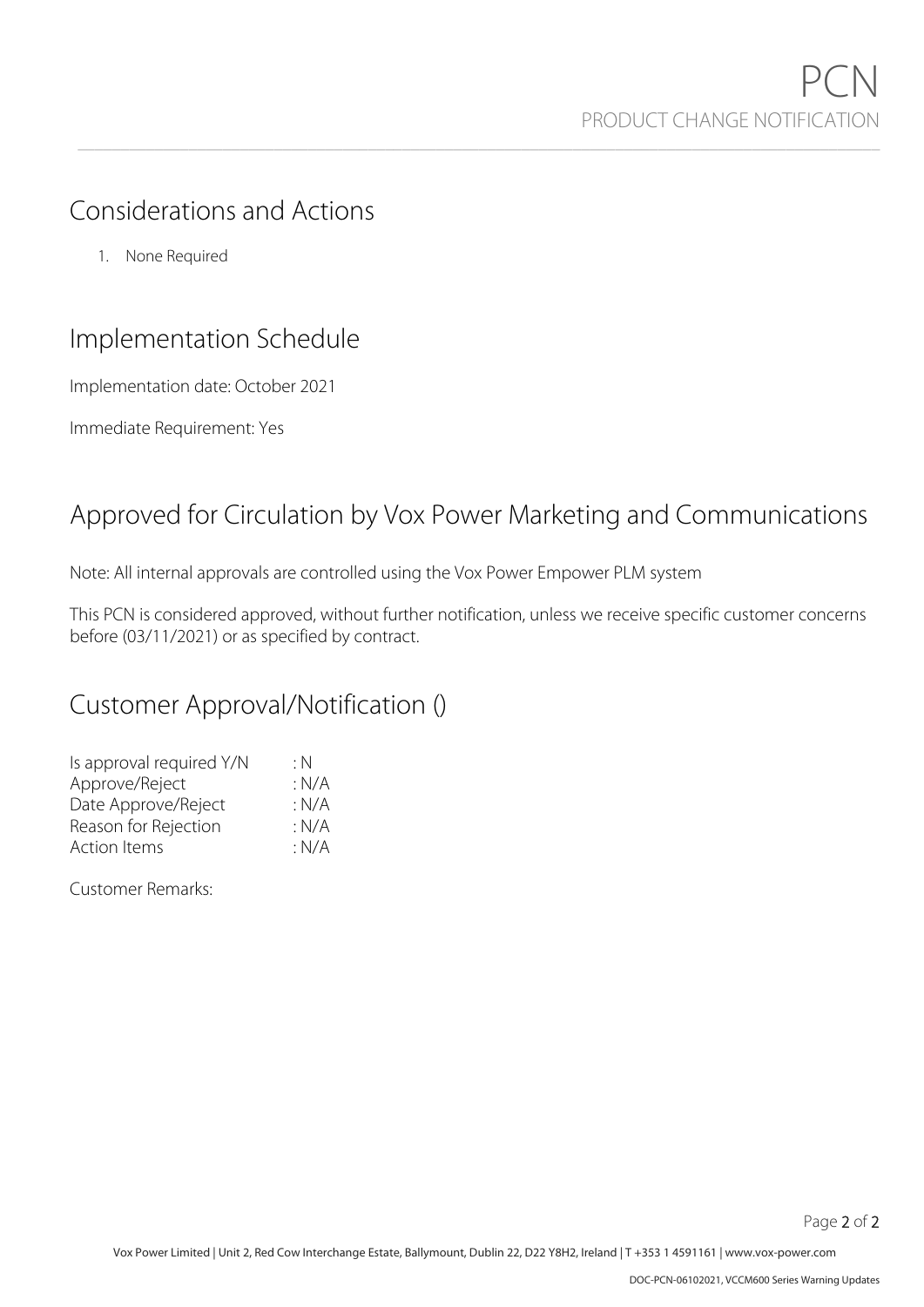## Considerations and Actions

1. None Required

## Implementation Schedule

Implementation date: October 2021

Immediate Requirement: Yes

## Approved for Circulation by Vox Power Marketing and Communications

Note: All internal approvals are controlled using the Vox Power Empower PLM system

This PCN is considered approved, without further notification, unless we receive specific customer concerns before (03/11/2021) or as specified by contract.

## Customer Approval/Notification ()

| | |
|---|---|
| Is approval required Y/N | : N |
| Approve/Reject | : N/A |
| Date Approve/Reject | : N/A |
| Reason for Rejection | : N/A |
| Action Items | : N/A |

Customer Remarks: